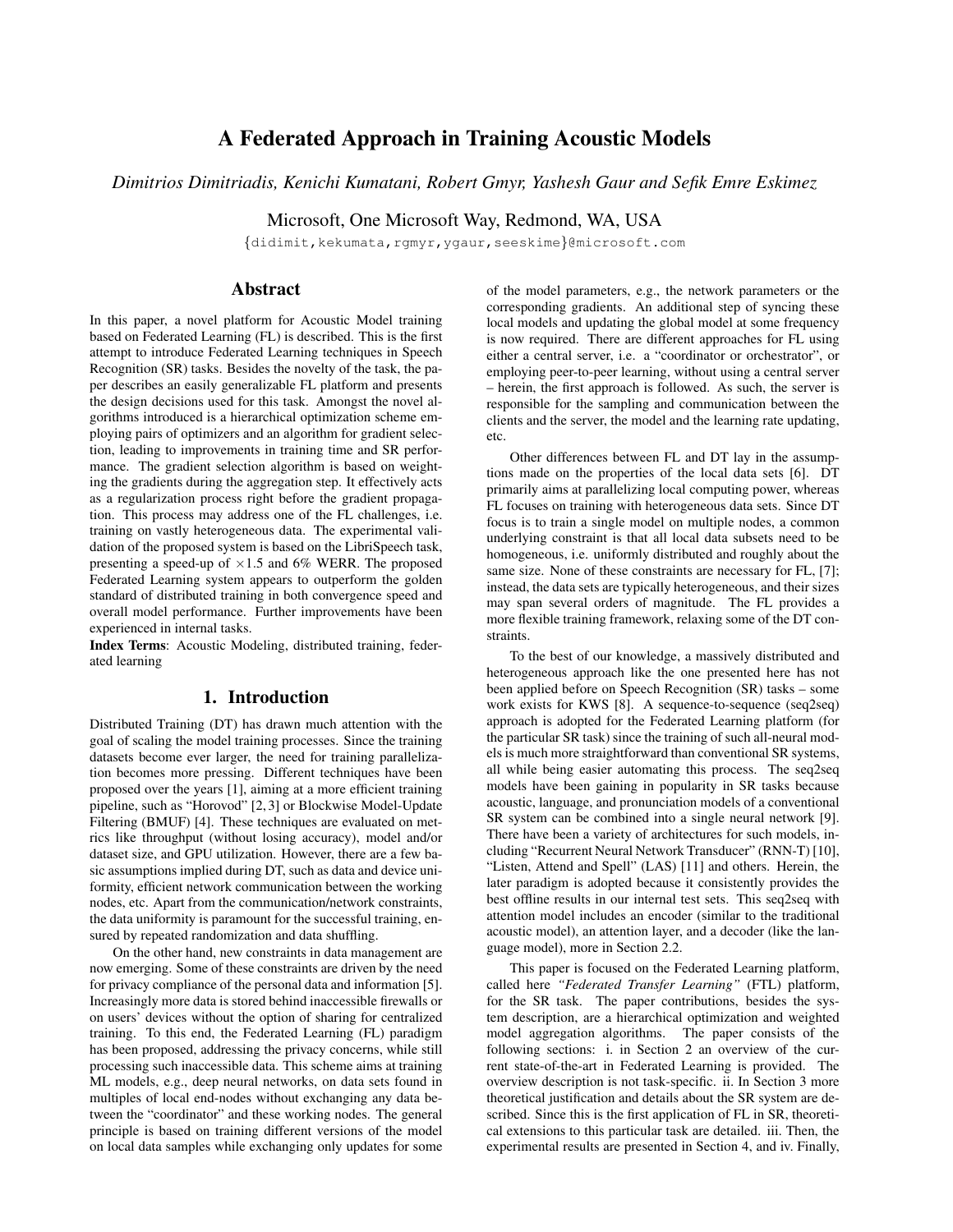# A Federated Approach in Training Acoustic Models

*Dimitrios Dimitriadis, Kenichi Kumatani, Robert Gmyr, Yashesh Gaur and Sefik Emre Eskimez*

Microsoft, One Microsoft Way, Redmond, WA, USA

{didimit,kekumata,rgmyr,ygaur,seeskime}@microsoft.com

## Abstract

In this paper, a novel platform for Acoustic Model training based on Federated Learning (FL) is described. This is the first attempt to introduce Federated Learning techniques in Speech Recognition (SR) tasks. Besides the novelty of the task, the paper describes an easily generalizable FL platform and presents the design decisions used for this task. Amongst the novel algorithms introduced is a hierarchical optimization scheme employing pairs of optimizers and an algorithm for gradient selection, leading to improvements in training time and SR performance. The gradient selection algorithm is based on weighting the gradients during the aggregation step. It effectively acts as a regularization process right before the gradient propagation. This process may address one of the FL challenges, i.e. training on vastly heterogeneous data. The experimental validation of the proposed system is based on the LibriSpeech task, presenting a speed-up of $\times 1.5$ and 6% WERR. The proposed Federated Learning system appears to outperform the golden standard of distributed training in both convergence speed and overall model performance. Further improvements have been experienced in internal tasks.

**Index Terms**: Acoustic Modeling, distributed training, federated learning

## 1. Introduction

Distributed Training (DT) has drawn much attention with the goal of scaling the model training processes. Since the training datasets become ever larger, the need for training parallelization becomes more pressing. Different techniques have been proposed over the years [1], aiming at a more efficient training pipeline, such as "Horovod" [2, 3] or Blockwise Model-Update Filtering (BMUF) [4]. These techniques are evaluated on metrics like throughput (without losing accuracy), model and/or dataset size, and GPU utilization. However, there are a few basic assumptions implied during DT, such as data and device uniformity, efficient network communication between the working nodes, etc. Apart from the communication/network constraints, the data uniformity is paramount for the successful training, ensured by repeated randomization and data shuffling.

On the other hand, new constraints in data management are now emerging. Some of these constraints are driven by the need for privacy compliance of the personal data and information [5]. Increasingly more data is stored behind inaccessible firewalls or on users' devices without the option of sharing for centralized training. To this end, the Federated Learning (FL) paradigm has been proposed, addressing the privacy concerns, while still processing such inaccessible data. This scheme aims at training ML models, e.g., deep neural networks, on data sets found in multiples of local end-nodes without exchanging any data between the "coordinator" and these working nodes. The general principle is based on training different versions of the model on local data samples while exchanging only updates for some of the model parameters, e.g., the network parameters or the corresponding gradients. An additional step of syncing these local models and updating the global model at some frequency is now required. There are different approaches for FL using either a central server, i.e. a "coordinator or orchestrator", or employing peer-to-peer learning, without using a central server – herein, the first approach is followed. As such, the server is responsible for the sampling and communication between the clients and the server, the model and the learning rate updating, etc.

Other differences between FL and DT lay in the assumptions made on the properties of the local data sets [6]. DT primarily aims at parallelizing local computing power, whereas FL focuses on training with heterogeneous data sets. Since DT focus is to train a single model on multiple nodes, a common underlying constraint is that all local data subsets need to be homogeneous, i.e. uniformly distributed and roughly about the same size. None of these constraints are necessary for FL, [7]; instead, the data sets are typically heterogeneous, and their sizes may span several orders of magnitude. The FL provides a more flexible training framework, relaxing some of the DT constraints.

To the best of our knowledge, a massively distributed and heterogeneous approach like the one presented here has not been applied before on Speech Recognition (SR) tasks – some work exists for KWS [8]. A sequence-to-sequence (seq2seq) approach is adopted for the Federated Learning platform (for the particular SR task) since the training of such all-neural models is much more straightforward than conventional SR systems, all while being easier automating this process. The seq2seq models have been gaining in popularity in SR tasks because acoustic, language, and pronunciation models of a conventional SR system can be combined into a single neural network [9]. There have been a variety of architectures for such models, including "Recurrent Neural Network Transducer" (RNN-T) [10], "Listen, Attend and Spell" (LAS) [11] and others. Herein, the later paradigm is adopted because it consistently provides the best offline results in our internal test sets. This seq2seq with attention model includes an encoder (similar to the traditional acoustic model), an attention layer, and a decoder (like the language model), more in Section 2.2.

This paper is focused on the Federated Learning platform, called here *"Federated Transfer Learning"* (FTL) platform, for the SR task. The paper contributions, besides the system description, are a hierarchical optimization and weighted model aggregation algorithms. The paper consists of the following sections: i. in Section 2 an overview of the current state-of-the-art in Federated Learning is provided. The overview description is not task-specific. ii. In Section 3 more theoretical justification and details about the SR system are described. Since this is the first application of FL in SR, theoretical extensions to this particular task are detailed. iii. Then, the experimental results are presented in Section 4, and iv. Finally,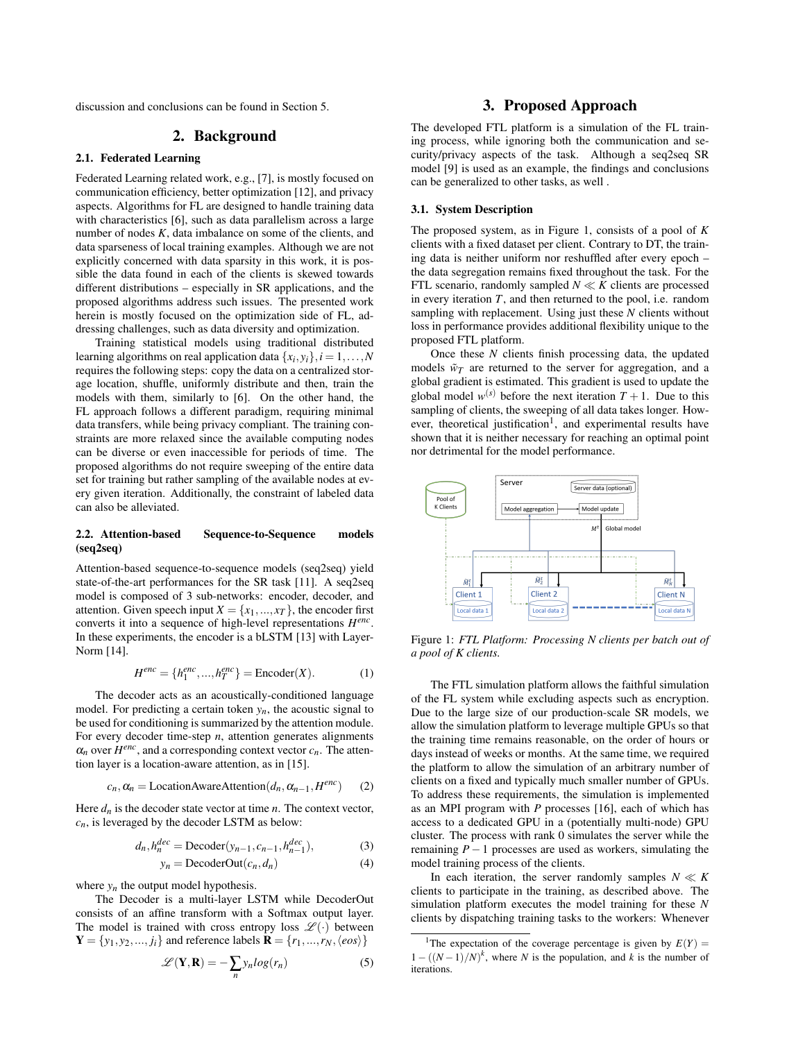discussion and conclusions can be found in Section 5.

## 2. Background

### 2.1. Federated Learning

Federated Learning related work, e.g., [7], is mostly focused on communication efficiency, better optimization [12], and privacy aspects. Algorithms for FL are designed to handle training data with characteristics [6], such as data parallelism across a large number of nodes $K$, data imbalance on some of the clients, and data sparseness of local training examples. Although we are not explicitly concerned with data sparsity in this work, it is possible the data found in each of the clients is skewed towards different distributions – especially in SR applications, and the proposed algorithms address such issues. The presented work herein is mostly focused on the optimization side of FL, addressing challenges, such as data diversity and optimization.

Training statistical models using traditional distributed learning algorithms on real application data $\{x_i, y_i\}, i = 1, \ldots, N$ requires the following steps: copy the data on a centralized storage location, shuffle, uniformly distribute and then, train the models with them, similarly to [6]. On the other hand, the FL approach follows a different paradigm, requiring minimal data transfers, while being privacy compliant. The training constraints are more relaxed since the available computing nodes can be diverse or even inaccessible for periods of time. The proposed algorithms do not require sweeping of the entire data set for training but rather sampling of the available nodes at every given iteration. Additionally, the constraint of labeled data can also be alleviated.

### 2.2. Attention-based Sequence-to-Sequence models (seq2seq)

Attention-based sequence-to-sequence models (seq2seq) yield state-of-the-art performances for the SR task [11]. A seq2seq model is composed of 3 sub-networks: encoder, decoder, and attention. Given speech input $X = \{x_1, ..., x_T\}$, the encoder first converts it into a sequence of high-level representations $H^{enc}$. In these experiments, the encoder is a bLSTM [13] with Layer-Norm [14].

$$H^{enc} = \{h_1^{enc}, ..., h_T^{enc}\} = \text{Encoder}(X). \tag{1}$$

The decoder acts as an acoustically-conditioned language model. For predicting a certain token $y_n$, the acoustic signal to be used for conditioning is summarized by the attention module. For every decoder time-step $n$, attention generates alignments $\alpha_n$ over $H^{enc}$, and a corresponding context vector $c_n$. The attention layer is a location-aware attention, as in [15].

$$c_n, \alpha_n = \text{LocationAwareAttention}(d_n, \alpha_{n-1}, H^{enc}) \tag{2}$$

Here $d_n$ is the decoder state vector at time $n$. The context vector, $c_n$, is leveraged by the decoder LSTM as below:

$$d_n, h_n^{dec} = \text{Decoder}(y_{n-1}, c_{n-1}, h_{n-1}^{dec}), \tag{3}$$

$$y_n = \text{DecoderOut}(c_n, d_n) \tag{4}$$

where $y_n$ the output model hypothesis.

The Decoder is a multi-layer LSTM while DecoderOut consists of an affine transform with a Softmax output layer. The model is trained with cross entropy loss $\mathscr{L}(\cdot)$ between $\mathbf{Y} = \{y_1, y_2, ..., j_i\}$ and reference labels $\mathbf{R} = \{r_1, ..., r_N, \langle eos \rangle\}$

$$\mathscr{L}(\mathbf{Y}, \mathbf{R}) = -\sum_n y_n log(r_n) \tag{5}$$

## 3. Proposed Approach

The developed FTL platform is a simulation of the FL training process, while ignoring both the communication and security/privacy aspects of the task. Although a seq2seq SR model [9] is used as an example, the findings and conclusions can be generalized to other tasks, as well .

### 3.1. System Description

The proposed system, as in Figure 1, consists of a pool of $K$ clients with a fixed dataset per client. Contrary to DT, the training data is neither uniform nor reshuffled after every epoch – the data segregation remains fixed throughout the task. For the FTL scenario, randomly sampled $N \ll K$ clients are processed in every iteration $T$, and then returned to the pool, i.e. random sampling with replacement. Using just these $N$ clients without loss in performance provides additional flexibility unique to the proposed FTL platform.

Once these $N$ clients finish processing data, the updated models $\tilde{w}_T$ are returned to the server for aggregation, and a global gradient is estimated. This gradient is used to update the global model $w^{(s)}$ before the next iteration $T+1$. Due to this sampling of clients, the sweeping of all data takes longer. However, theoretical justification[1], and experimental results have shown that it is neither necessary for reaching an optimal point nor detrimental for the model performance.

Figure 1: *FTL Platform: Processing N clients per batch out of a pool of K clients.*

The FTL simulation platform allows the faithful simulation of the FL system while excluding aspects such as encryption. Due to the large size of our production-scale SR models, we allow the simulation platform to leverage multiple GPUs so that the training time remains reasonable, on the order of hours or days instead of weeks or months. At the same time, we required the platform to allow the simulation of an arbitrary number of clients on a fixed and typically much smaller number of GPUs. To address these requirements, the simulation is implemented as an MPI program with $P$ processes [16], each of which has access to a dedicated GPU in a (potentially multi-node) GPU cluster. The process with rank 0 simulates the server while the remaining $P-1$ processes are used as workers, simulating the model training process of the clients.

In each iteration, the server randomly samples $N \ll K$ clients to participate in the training, as described above. The simulation platform executes the model training for these $N$ clients by dispatching training tasks to the workers: Whenever

[1] The expectation of the coverage percentage is given by $E(Y) = 1 - ((N-1)/N)^k$, where $N$ is the population, and $k$ is the number of iterations.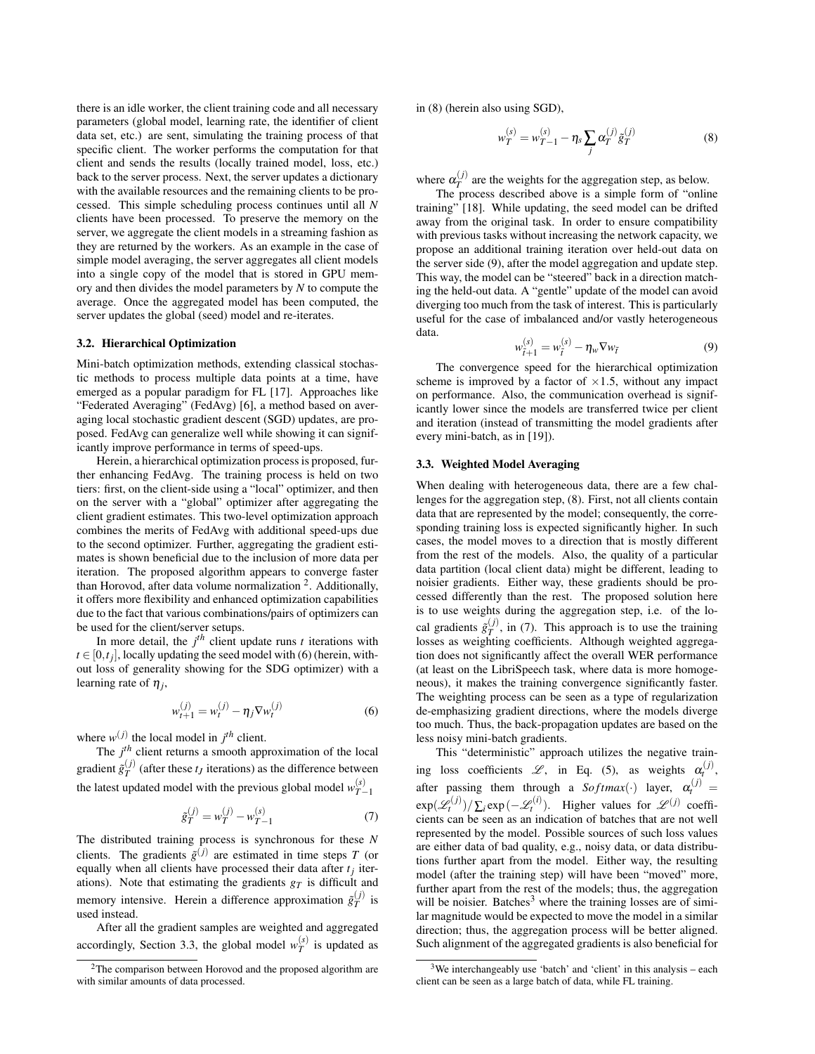there is an idle worker, the client training code and all necessary parameters (global model, learning rate, the identifier of client data set, etc.) are sent, simulating the training process of that specific client. The worker performs the computation for that client and sends the results (locally trained model, loss, etc.) back to the server process. Next, the server updates a dictionary with the available resources and the remaining clients to be processed. This simple scheduling process continues until all $N$ clients have been processed. To preserve the memory on the server, we aggregate the client models in a streaming fashion as they are returned by the workers. As an example in the case of simple model averaging, the server aggregates all client models into a single copy of the model that is stored in GPU memory and then divides the model parameters by $N$ to compute the average. Once the aggregated model has been computed, the server updates the global (seed) model and re-iterates.

### 3.2. Hierarchical Optimization

Mini-batch optimization methods, extending classical stochastic methods to process multiple data points at a time, have emerged as a popular paradigm for FL [17]. Approaches like "Federated Averaging" (FedAvg) [6], a method based on averaging local stochastic gradient descent (SGD) updates, are proposed. FedAvg can generalize well while showing it can significantly improve performance in terms of speed-ups.

Herein, a hierarchical optimization process is proposed, further enhancing FedAvg. The training process is held on two tiers: first, on the client-side using a "local" optimizer, and then on the server with a "global" optimizer after aggregating the client gradient estimates. This two-level optimization approach combines the merits of FedAvg with additional speed-ups due to the second optimizer. Further, aggregating the gradient estimates is shown beneficial due to the inclusion of more data per iteration. The proposed algorithm appears to converge faster than Horovod, after data volume normalization [2]. Additionally, it offers more flexibility and enhanced optimization capabilities due to the fact that various combinations/pairs of optimizers can be used for the client/server setups.

In more detail, the $j^{th}$ client update runs $t$ iterations with $t \in [0, t_j]$, locally updating the seed model with (6) (herein, without loss of generality showing for the SDG optimizer) with a learning rate of $\eta_j$,

$$w_{t+1}^{(j)} = w_t^{(j)} - \eta_j \nabla w_t^{(j)} \tag{6}$$

where $w^{(j)}$ the local model in $j^{th}$ client.

The $j^{th}$ client returns a smooth approximation of the local gradient $\tilde{g}_T^{(j)}$ (after these $t_J$ iterations) as the difference between the latest updated model with the previous global model $w_{T-1}^{(s)}$

$$\tilde{g}_T^{(j)} = w_T^{(j)} - w_{T-1}^{(s)} \tag{7}$$

The distributed training process is synchronous for these $N$ clients. The gradients $\tilde{g}^{(j)}$ are estimated in time steps $T$ (or equally when all clients have processed their data after $t_j$ iterations). Note that estimating the gradients $g_T$ is difficult and memory intensive. Herein a difference approximation $\tilde{g}_T^{(j)}$ is used instead.

After all the gradient samples are weighted and aggregated accordingly, Section 3.3, the global model $w_T^{(s)}$ is updated as in (8) (herein also using SGD),

$$w_T^{(s)} = w_{T-1}^{(s)} - \eta_s \sum_j \alpha_T^{(j)} \tilde{g}_T^{(j)} \tag{8}$$

where $\alpha_T^{(j)}$ are the weights for the aggregation step, as below.

The process described above is a simple form of "online training" [18]. While updating, the seed model can be drifted away from the original task. In order to ensure compatibility with previous tasks without increasing the network capacity, we propose an additional training iteration over held-out data on the server side (9), after the model aggregation and update step. This way, the model can be "steered" back in a direction matching the held-out data. A "gentle" update of the model can avoid diverging too much from the task of interest. This is particularly useful for the case of imbalanced and/or vastly heterogeneous data.

$$w_{\tilde{t}+1}^{(s)} = w_{\tilde{t}}^{(s)} - \eta_w \nabla w_{\tilde{t}} \tag{9}$$

The convergence speed for the hierarchical optimization scheme is improved by a factor of $\times 1.5$, without any impact on performance. Also, the communication overhead is significantly lower since the models are transferred twice per client and iteration (instead of transmitting the model gradients after every mini-batch, as in [19]).

### 3.3. Weighted Model Averaging

When dealing with heterogeneous data, there are a few challenges for the aggregation step, (8). First, not all clients contain data that are represented by the model; consequently, the corresponding training loss is expected significantly higher. In such cases, the model moves to a direction that is mostly different from the rest of the models. Also, the quality of a particular data partition (local client data) might be different, leading to noisier gradients. Either way, these gradients should be processed differently than the rest. The proposed solution here is to use weights during the aggregation step, i.e. of the local gradients $\tilde{g}_T^{(j)}$, in (7). This approach is to use the training losses as weighting coefficients. Although weighted aggregation does not significantly affect the overall WER performance (at least on the LibriSpeech task, where data is more homogeneous), it makes the training convergence significantly faster. The weighting process can be seen as a type of regularization de-emphasizing gradient directions, where the models diverge too much. Thus, the back-propagation updates are based on the less noisy mini-batch gradients.

This "deterministic" approach utilizes the negative training loss coefficients $\mathscr{L}$, in Eq. (5), as weights $\alpha_t^{(j)}$, after passing them through a $Softmax(\cdot)$ layer, $\alpha_t^{(j)} = \exp(\mathscr{L}_t^{(j)}) / \sum_i \exp(-\mathscr{L}_t^{(i)})$. Higher values for $\mathscr{L}^{(j)}$ coefficients can be seen as an indication of batches that are not well represented by the model. Possible sources of such loss values are either data of bad quality, e.g., noisy data, or data distributions further apart from the model. Either way, the resulting model (after the training step) will have been "moved" more, further apart from the rest of the models; thus, the aggregation will be noisier. Batches[3] where the training losses are of similar magnitude would be expected to move the model in a similar direction; thus, the aggregation process will be better aligned. Such alignment of the aggregated gradients is also beneficial for

---

[2] The comparison between Horovod and the proposed algorithm are with similar amounts of data processed.

[3] We interchangeably use 'batch' and 'client' in this analysis – each client can be seen as a large batch of data, while FL training.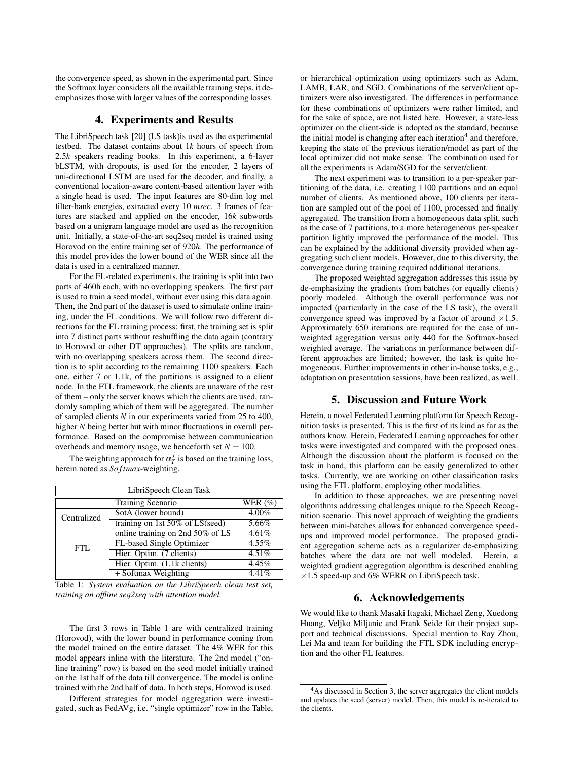the convergence speed, as shown in the experimental part. Since the Softmax layer considers all the available training steps, it deemphasizes those with larger values of the corresponding losses.

## 4. Experiments and Results

The LibriSpeech task [20] (LS task)is used as the experimental testbed. The dataset contains about 1*k* hours of speech from 2.5*k* speakers reading books. In this experiment, a 6-layer bLSTM, with dropouts, is used for the encoder, 2 layers of uni-directional LSTM are used for the decoder, and finally, a conventional location-aware content-based attention layer with a single head is used. The input features are 80-dim log mel filter-bank energies, extracted every 10 *msec*. 3 frames of features are stacked and applied on the encoder, 16*k* subwords based on a unigram language model are used as the recognition unit. Initially, a state-of-the-art seq2seq model is trained using Horovod on the entire training set of 920*h*. The performance of this model provides the lower bound of the WER since all the data is used in a centralized manner.

For the FL-related experiments, the training is split into two parts of 460h each, with no overlapping speakers. The first part is used to train a seed model, without ever using this data again. Then, the 2nd part of the dataset is used to simulate online training, under the FL conditions. We will follow two different directions for the FL training process: first, the training set is split into 7 distinct parts without reshuffling the data again (contrary to Horovod or other DT approaches). The splits are random, with no overlapping speakers across them. The second direction is to split according to the remaining 1100 speakers. Each one, either 7 or 1.1k, of the partitions is assigned to a client node. In the FTL framework, the clients are unaware of the rest of them – only the server knows which the clients are used, randomly sampling which of them will be aggregated. The number of sampled clients $N$ in our experiments varied from 25 to 400, higher $N$ being better but with minor fluctuations in overall performance. Based on the compromise between communication overheads and memory usage, we henceforth set $N = 100$.

The weighting approach for $\alpha_T^j$ is based on the training loss, herein noted as *Softmax*-weighting.

| LibriSpeech Clean Task | | |
|---|---|---|
| Training Scenario | | WER (%) |
| Centralized | SotA (lower bound) | 4.00% |
| | training on 1st 50% of LS(seed) | 5.66% |
| | online training on 2nd 50% of LS | 4.61% |
| FTL | FL-based Single Optimizer | 4.55% |
| | Hier. Optim. (7 clients) | 4.51% |
| | Hier. Optim. (1.1k clients) | 4.45% |
| | + Softmax Weighting | 4.41% |

Table 1: *System evaluation on the LibriSpeech clean test set, training an offline seq2seq with attention model.*

The first 3 rows in Table 1 are with centralized training (Horovod), with the lower bound in performance coming from the model trained on the entire dataset. The 4% WER for this model appears inline with the literature. The 2nd model ("online training" row) is based on the seed model initially trained on the 1st half of the data till convergence. The model is online trained with the 2nd half of data. In both steps, Horovod is used.

Different strategies for model aggregation were investigated, such as FedAVg, i.e. "single optimizer" row in the Table, or hierarchical optimization using optimizers such as Adam, LAMB, LAR, and SGD. Combinations of the server/client optimizers were also investigated. The differences in performance for these combinations of optimizers were rather limited, and for the sake of space, are not listed here. However, a state-less optimizer on the client-side is adopted as the standard, because the initial model is changing after each iteration[4] and therefore, keeping the state of the previous iteration/model as part of the local optimizer did not make sense. The combination used for all the experiments is Adam/SGD for the server/client.

The next experiment was to transition to a per-speaker partitioning of the data, i.e. creating 1100 partitions and an equal number of clients. As mentioned above, 100 clients per iteration are sampled out of the pool of 1100, processed and finally aggregated. The transition from a homogeneous data split, such as the case of 7 partitions, to a more heterogeneous per-speaker partition lightly improved the performance of the model. This can be explained by the additional diversity provided when aggregating such client models. However, due to this diversity, the convergence during training required additional iterations.

The proposed weighted aggregation addresses this issue by de-emphasizing the gradients from batches (or equally clients) poorly modeled. Although the overall performance was not impacted (particularly in the case of the LS task), the overall convergence speed was improved by a factor of around $\times 1.5$. Approximately 650 iterations are required for the case of unweighted aggregation versus only 440 for the Softmax-based weighted average. The variations in performance between different approaches are limited; however, the task is quite homogeneous. Further improvements in other in-house tasks, e.g., adaptation on presentation sessions, have been realized, as well.

## 5. Discussion and Future Work

Herein, a novel Federated Learning platform for Speech Recognition tasks is presented. This is the first of its kind as far as the authors know. Herein, Federated Learning approaches for other tasks were investigated and compared with the proposed ones. Although the discussion about the platform is focused on the task in hand, this platform can be easily generalized to other tasks. Currently, we are working on other classification tasks using the FTL platform, employing other modalities.

In addition to those approaches, we are presenting novel algorithms addressing challenges unique to the Speech Recognition scenario. This novel approach of weighting the gradients between mini-batches allows for enhanced convergence speedups and improved model performance. The proposed gradient aggregation scheme acts as a regularizer de-emphasizing batches where the data are not well modeled. Herein, a weighted gradient aggregation algorithm is described enabling $\times 1.5$ speed-up and 6% WERR on LibriSpeech task.

## 6. Acknowledgements

We would like to thank Masaki Itagaki, Michael Zeng, Xuedong Huang, Veljko Miljanic and Frank Seide for their project support and technical discussions. Special mention to Ray Zhou, Lei Ma and team for building the FTL SDK including encryption and the other FL features.

[4] As discussed in Section 3, the server aggregates the client models and updates the seed (server) model. Then, this model is re-iterated to the clients.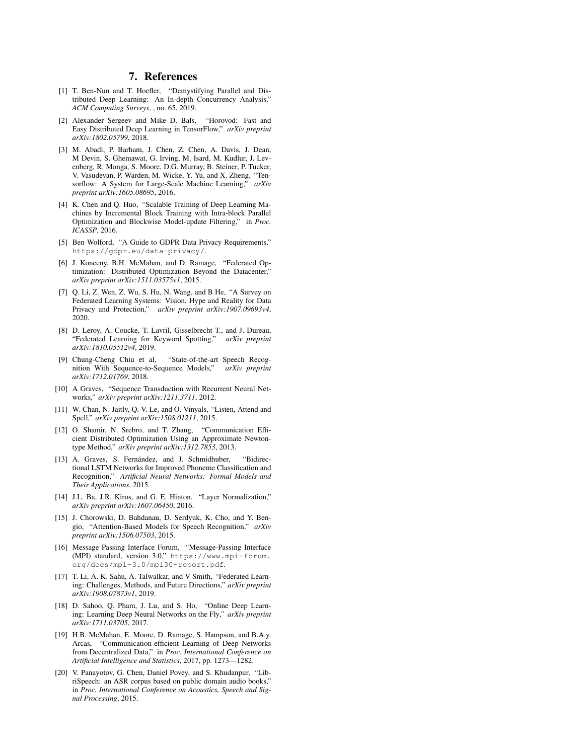# 7. References

[1] T. Ben-Nun and T. Hoefler, "Demystifying Parallel and Distributed Deep Learning: An In-depth Concurrency Analysis," *ACM Computing Surveys*, , no. 65, 2019.

[2] Alexander Sergeev and Mike D. Bals, "Horovod: Fast and Easy Distributed Deep Learning in TensorFlow," *arXiv preprint arXiv:1802.05799*, 2018.

[3] M. Abadi, P. Barham, J. Chen, Z. Chen, A. Davis, J. Dean, M Devin, S. Ghemawat, G. Irving, M. Isard, M. Kudlur, J. Levenberg, R. Monga, S. Moore, D.G. Murray, B. Steiner, P. Tucker, V. Vasudevan, P. Warden, M. Wicke, Y. Yu, and X. Zheng, "Tensorflow: A System for Large-Scale Machine Learning," *arXiv preprint arXiv:1605.08695*, 2016.

[4] K. Chen and Q. Huo, "Scalable Training of Deep Learning Machines by Incremental Block Training with Intra-block Parallel Optimization and Blockwise Model-update Filtering," in *Proc. ICASSP*, 2016.

[5] Ben Wolford, "A Guide to GDPR Data Privacy Requirements," `https://gdpr.eu/data-privacy/`.

[6] J. Konecny, B.H. McMahan, and D. Ramage, "Federated Optimization: Distributed Optimization Beyond the Datacenter," *arXiv preprint arXiv:1511.03575v1*, 2015.

[7] Q. Li, Z. Wen, Z. Wu, S. Hu, N. Wang, and B He, "A Survey on Federated Learning Systems: Vision, Hype and Reality for Data Privacy and Protection," *arXiv preprint arXiv:1907.09693v4*, 2020.

[8] D. Leroy, A. Coucke, T. Lavril, Gisselbrecht T., and J. Dureau, "Federated Learning for Keyword Spotting," *arXiv preprint arXiv:1810.05512v4*, 2019.

[9] Chung-Cheng Chiu et al, "State-of-the-art Speech Recognition With Sequence-to-Sequence Models," *arXiv preprint arXiv:1712.01769*, 2018.

[10] A Graves, "Sequence Transduction with Recurrent Neural Networks," *arXiv preprint arXiv:1211.3711*, 2012.

[11] W. Chan, N. Jaitly, Q. V. Le, and O. Vinyals, "Listen, Attend and Spell," *arXiv preprint arXiv:1508.01211*, 2015.

[12] O. Shamir, N. Srebro, and T. Zhang, "Communication Efficient Distributed Optimization Using an Approximate Newton-type Method," *arXiv preprint arXiv:1312.7853*, 2013.

[13] A. Graves, S. Fernández, and J. Schmidhuber, "Bidirectional LSTM Networks for Improved Phoneme Classification and Recognition," *Artificial Neural Networks: Formal Models and Their Applications*, 2015.

[14] J.L. Ba, J.R. Kiros, and G. E. Hinton, "Layer Normalization," *arXiv preprint arXiv:1607.06450*, 2016.

[15] J. Chorowski, D. Bahdanau, D. Serdyuk, K. Cho, and Y. Bengio, "Attention-Based Models for Speech Recognition," *arXiv preprint arXiv:1506.07503*, 2015.

[16] Message Passing Interface Forum, "Message-Passing Interface (MPI) standard, version 3.0," `https://www.mpi-forum.org/docs/mpi-3.0/mpi30-report.pdf`.

[17] T. Li, A. K. Sahu, A. Talwalkar, and V Smith, "Federated Learning: Challenges, Methods, and Future Directions," *arXiv preprint arXiv:1908.07873v1*, 2019.

[18] D. Sahoo, Q. Pham, J. Lu, and S. Ho, "Online Deep Learning: Learning Deep Neural Networks on the Fly," *arXiv preprint arXiv:1711.03705*, 2017.

[19] H.B. McMahan, E. Moore, D. Ramage, S. Hampson, and B.A.y. Arcas, "Communication-efficient Learning of Deep Networks from Decentralized Data," in *Proc. International Conference on Artificial Intelligence and Statistics*, 2017, pp. 1273—1282.

[20] V. Panayotov, G. Chen, Daniel Povey, and S. Khudanpur, "LibriSpeech: an ASR corpus based on public domain audio books," in *Proc. International Conference on Acoustics, Speech and Signal Processing*, 2015.